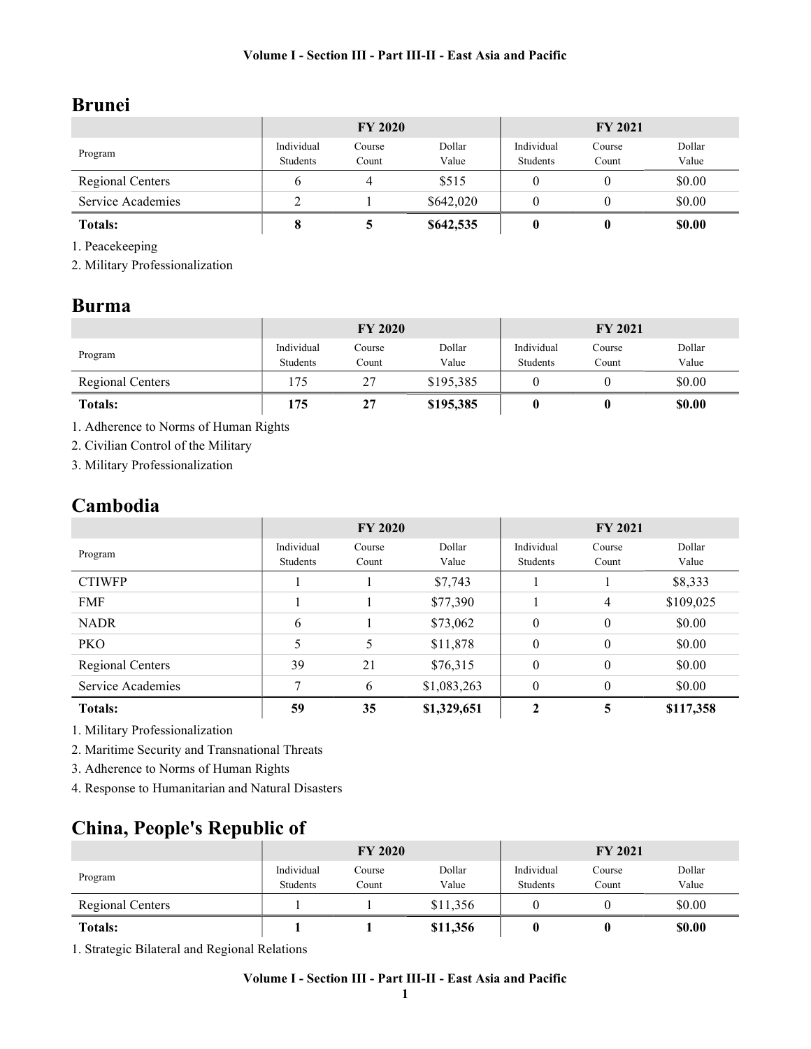## Brunei

| Program | FY 2020 | | | FY 2021 | | |
|---|---|---|---|---|---|---|
| | Individual Students | Course Count | Dollar Value | Individual Students | Course Count | Dollar Value |
| Regional Centers | 6 | 4 | $515 | 0 | 0 | $0.00 |
| Service Academies | 2 | 1 | $642,020 | 0 | 0 | $0.00 |
| **Totals:** | **8** | **5** | **$642,535** | **0** | **0** | **$0.00** |

1. Peacekeeping
2. Military Professionalization

## Burma

| Program | FY 2020 | | | FY 2021 | | |
|---|---|---|---|---|---|---|
| | Individual Students | Course Count | Dollar Value | Individual Students | Course Count | Dollar Value |
| Regional Centers | 175 | 27 | $195,385 | 0 | 0 | $0.00 |
| **Totals:** | **175** | **27** | **$195,385** | **0** | **0** | **$0.00** |

1. Adherence to Norms of Human Rights
2. Civilian Control of the Military
3. Military Professionalization

## Cambodia

| Program | FY 2020 | | | FY 2021 | | |
|---|---|---|---|---|---|---|
| | Individual Students | Course Count | Dollar Value | Individual Students | Course Count | Dollar Value |
| CTIWFP | 1 | 1 | $7,743 | 1 | 1 | $8,333 |
| FMF | 1 | 1 | $77,390 | 1 | 4 | $109,025 |
| NADR | 6 | 1 | $73,062 | 0 | 0 | $0.00 |
| PKO | 5 | 5 | $11,878 | 0 | 0 | $0.00 |
| Regional Centers | 39 | 21 | $76,315 | 0 | 0 | $0.00 |
| Service Academies | 7 | 6 | $1,083,263 | 0 | 0 | $0.00 |
| **Totals:** | **59** | **35** | **$1,329,651** | **2** | **5** | **$117,358** |

1. Military Professionalization
2. Maritime Security and Transnational Threats
3. Adherence to Norms of Human Rights
4. Response to Humanitarian and Natural Disasters

## China, People's Republic of

| Program | FY 2020 | | | FY 2021 | | |
|---|---|---|---|---|---|---|
| | Individual Students | Course Count | Dollar Value | Individual Students | Course Count | Dollar Value |
| Regional Centers | 1 | 1 | $11,356 | 0 | 0 | $0.00 |
| **Totals:** | **1** | **1** | **$11,356** | **0** | **0** | **$0.00** |

1. Strategic Bilateral and Regional Relations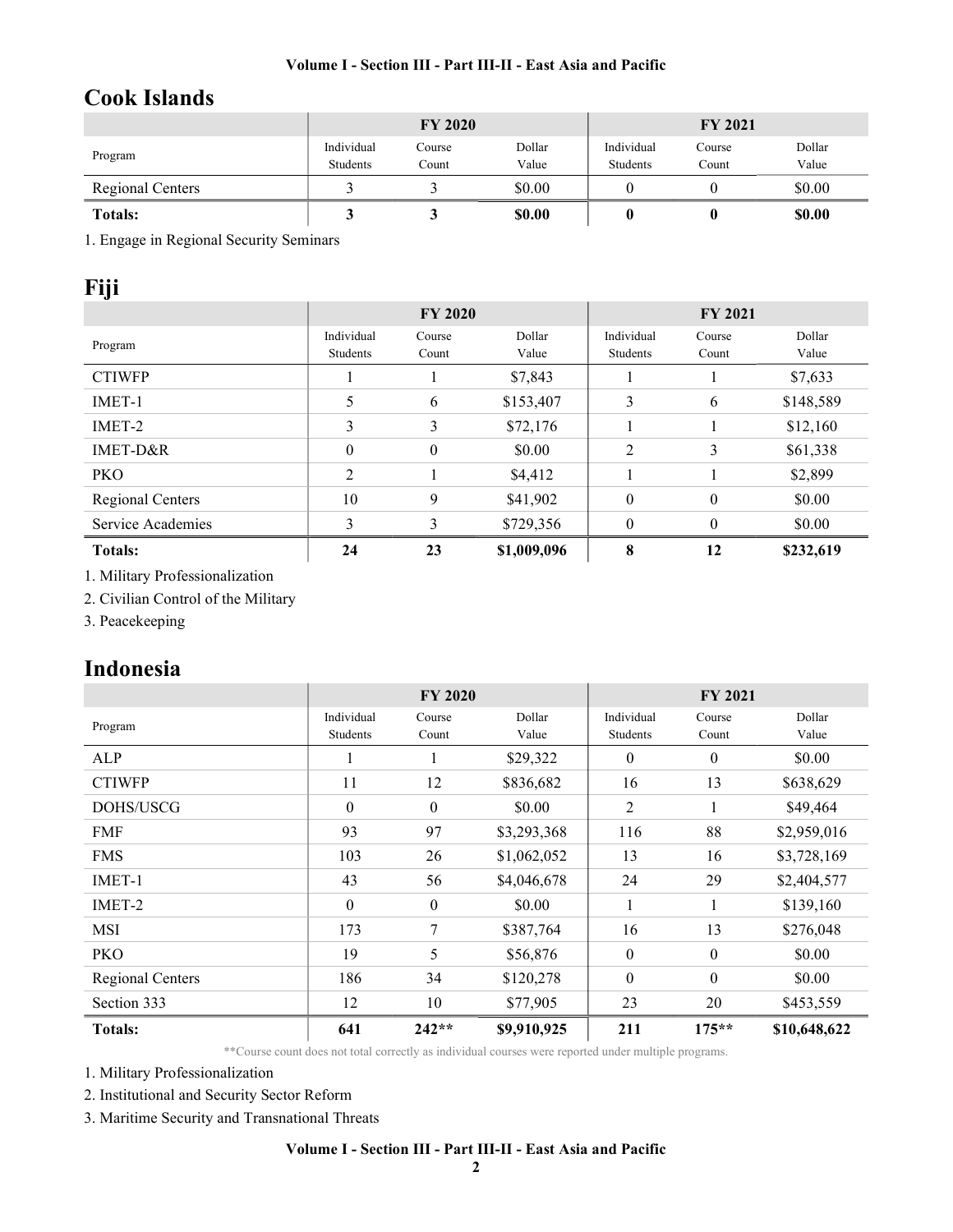## Cook Islands

| Program | FY 2020 | | | FY 2021 | | |
|---|---|---|---|---|---|---|
| | Individual Students | Course Count | Dollar Value | Individual Students | Course Count | Dollar Value |
| Regional Centers | 3 | 3 | $0.00 | 0 | 0 | $0.00 |
| **Totals:** | **3** | **3** | **$0.00** | **0** | **0** | **$0.00** |

1. Engage in Regional Security Seminars

## Fiji

| Program | FY 2020 | | | FY 2021 | | |
|---|---|---|---|---|---|---|
| | Individual Students | Course Count | Dollar Value | Individual Students | Course Count | Dollar Value |
| CTIWFP | 1 | 1 | $7,843 | 1 | 1 | $7,633 |
| IMET-1 | 5 | 6 | $153,407 | 3 | 6 | $148,589 |
| IMET-2 | 3 | 3 | $72,176 | 1 | 1 | $12,160 |
| IMET-D&R | 0 | 0 | $0.00 | 2 | 3 | $61,338 |
| PKO | 2 | 1 | $4,412 | 1 | 1 | $2,899 |
| Regional Centers | 10 | 9 | $41,902 | 0 | 0 | $0.00 |
| Service Academies | 3 | 3 | $729,356 | 0 | 0 | $0.00 |
| **Totals:** | **24** | **23** | **$1,009,096** | **8** | **12** | **$232,619** |

1. Military Professionalization
2. Civilian Control of the Military
3. Peacekeeping

## Indonesia

| Program | FY 2020 | | | FY 2021 | | |
|---|---|---|---|---|---|---|
| | Individual Students | Course Count | Dollar Value | Individual Students | Course Count | Dollar Value |
| ALP | 1 | 1 | $29,322 | 0 | 0 | $0.00 |
| CTIWFP | 11 | 12 | $836,682 | 16 | 13 | $638,629 |
| DOHS/USCG | 0 | 0 | $0.00 | 2 | 1 | $49,464 |
| FMF | 93 | 97 | $3,293,368 | 116 | 88 | $2,959,016 |
| FMS | 103 | 26 | $1,062,052 | 13 | 16 | $3,728,169 |
| IMET-1 | 43 | 56 | $4,046,678 | 24 | 29 | $2,404,577 |
| IMET-2 | 0 | 0 | $0.00 | 1 | 1 | $139,160 |
| MSI | 173 | 7 | $387,764 | 16 | 13 | $276,048 |
| PKO | 19 | 5 | $56,876 | 0 | 0 | $0.00 |
| Regional Centers | 186 | 34 | $120,278 | 0 | 0 | $0.00 |
| Section 333 | 12 | 10 | $77,905 | 23 | 20 | $453,559 |
| **Totals:** | **641** | **242**** | **$9,910,925** | **211** | **175**** | **$10,648,622** |

**Course count does not total correctly as individual courses were reported under multiple programs.

1. Military Professionalization
2. Institutional and Security Sector Reform
3. Maritime Security and Transnational Threats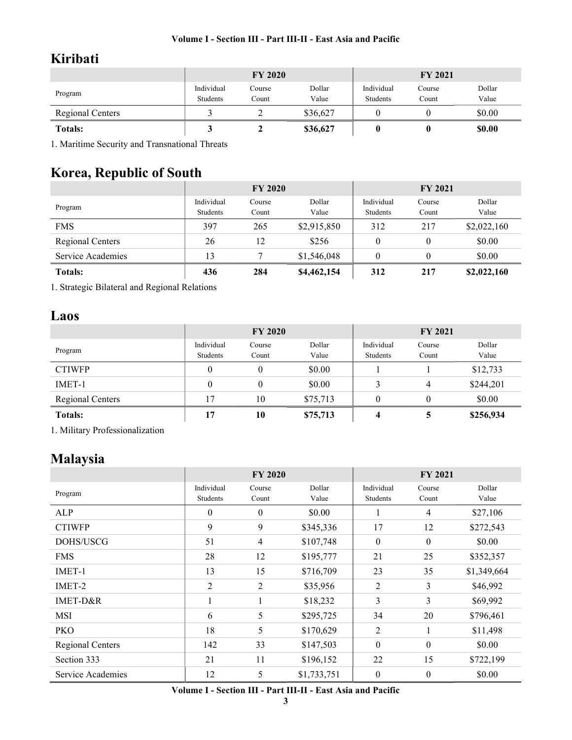## Kiribati

| Program | FY 2020 | | | FY 2021 | | |
|---|---|---|---|---|---|---|
| | Individual Students | Course Count | Dollar Value | Individual Students | Course Count | Dollar Value |
| Regional Centers | 3 | 2 | $36,627 | 0 | 0 | $0.00 |
| **Totals:** | **3** | **2** | **$36,627** | **0** | **0** | **$0.00** |

1. Maritime Security and Transnational Threats

## Korea, Republic of South

| Program | FY 2020 | | | FY 2021 | | |
|---|---|---|---|---|---|---|
| | Individual Students | Course Count | Dollar Value | Individual Students | Course Count | Dollar Value |
| FMS | 397 | 265 | $2,915,850 | 312 | 217 | $2,022,160 |
| Regional Centers | 26 | 12 | $256 | 0 | 0 | $0.00 |
| Service Academies | 13 | 7 | $1,546,048 | 0 | 0 | $0.00 |
| **Totals:** | **436** | **284** | **$4,462,154** | **312** | **217** | **$2,022,160** |

1. Strategic Bilateral and Regional Relations

## Laos

| Program | FY 2020 | | | FY 2021 | | |
|---|---|---|---|---|---|---|
| | Individual Students | Course Count | Dollar Value | Individual Students | Course Count | Dollar Value |
| CTIWFP | 0 | 0 | $0.00 | 1 | 1 | $12,733 |
| IMET-1 | 0 | 0 | $0.00 | 3 | 4 | $244,201 |
| Regional Centers | 17 | 10 | $75,713 | 0 | 0 | $0.00 |
| **Totals:** | **17** | **10** | **$75,713** | **4** | **5** | **$256,934** |

1. Military Professionalization

## Malaysia

| Program | FY 2020 | | | FY 2021 | | |
|---|---|---|---|---|---|---|
| | Individual Students | Course Count | Dollar Value | Individual Students | Course Count | Dollar Value |
| ALP | 0 | 0 | $0.00 | 1 | 4 | $27,106 |
| CTIWFP | 9 | 9 | $345,336 | 17 | 12 | $272,543 |
| DOHS/USCG | 51 | 4 | $107,748 | 0 | 0 | $0.00 |
| FMS | 28 | 12 | $195,777 | 21 | 25 | $352,357 |
| IMET-1 | 13 | 15 | $716,709 | 23 | 35 | $1,349,664 |
| IMET-2 | 2 | 2 | $35,956 | 2 | 3 | $46,992 |
| IMET-D&R | 1 | 1 | $18,232 | 3 | 3 | $69,992 |
| MSI | 6 | 5 | $295,725 | 34 | 20 | $796,461 |
| PKO | 18 | 5 | $170,629 | 2 | 1 | $11,498 |
| Regional Centers | 142 | 33 | $147,503 | 0 | 0 | $0.00 |
| Section 333 | 21 | 11 | $196,152 | 22 | 15 | $722,199 |
| Service Academies | 12 | 5 | $1,733,751 | 0 | 0 | $0.00 |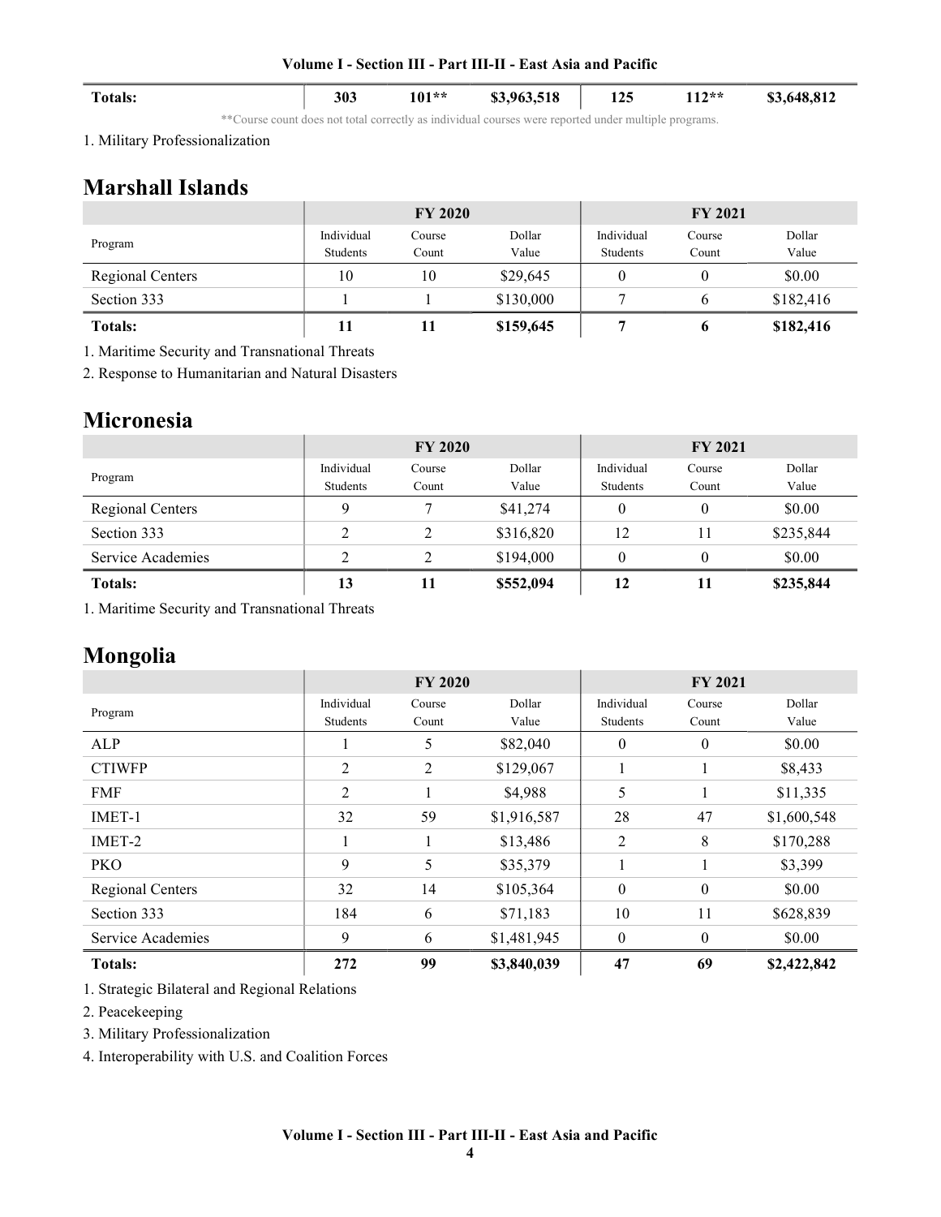| Totals: | 303 | 101** | $3,963,518 | 125 | 112** | $3,648,812 |
|---|---|---|---|---|---|---|

**Course count does not total correctly as individual courses were reported under multiple programs.

1. Military Professionalization

## Marshall Islands

| | FY 2020 | | | FY 2021 | | |
|---|---|---|---|---|---|---|
| Program | Individual Students | Course Count | Dollar Value | Individual Students | Course Count | Dollar Value |
| Regional Centers | 10 | 10 | $29,645 | 0 | 0 | $0.00 |
| Section 333 | 1 | 1 | $130,000 | 7 | 6 | $182,416 |
| **Totals:** | **11** | **11** | **$159,645** | **7** | **6** | **$182,416** |

1. Maritime Security and Transnational Threats
2. Response to Humanitarian and Natural Disasters

## Micronesia

| | FY 2020 | | | FY 2021 | | |
|---|---|---|---|---|---|---|
| Program | Individual Students | Course Count | Dollar Value | Individual Students | Course Count | Dollar Value |
| Regional Centers | 9 | 7 | $41,274 | 0 | 0 | $0.00 |
| Section 333 | 2 | 2 | $316,820 | 12 | 11 | $235,844 |
| Service Academies | 2 | 2 | $194,000 | 0 | 0 | $0.00 |
| **Totals:** | **13** | **11** | **$552,094** | **12** | **11** | **$235,844** |

1. Maritime Security and Transnational Threats

## Mongolia

| | FY 2020 | | | FY 2021 | | |
|---|---|---|---|---|---|---|
| Program | Individual Students | Course Count | Dollar Value | Individual Students | Course Count | Dollar Value |
| ALP | 1 | 5 | $82,040 | 0 | 0 | $0.00 |
| CTIWFP | 2 | 2 | $129,067 | 1 | 1 | $8,433 |
| FMF | 2 | 1 | $4,988 | 5 | 1 | $11,335 |
| IMET-1 | 32 | 59 | $1,916,587 | 28 | 47 | $1,600,548 |
| IMET-2 | 1 | 1 | $13,486 | 2 | 8 | $170,288 |
| PKO | 9 | 5 | $35,379 | 1 | 1 | $3,399 |
| Regional Centers | 32 | 14 | $105,364 | 0 | 0 | $0.00 |
| Section 333 | 184 | 6 | $71,183 | 10 | 11 | $628,839 |
| Service Academies | 9 | 6 | $1,481,945 | 0 | 0 | $0.00 |
| **Totals:** | **272** | **99** | **$3,840,039** | **47** | **69** | **$2,422,842** |

1. Strategic Bilateral and Regional Relations
2. Peacekeeping
3. Military Professionalization
4. Interoperability with U.S. and Coalition Forces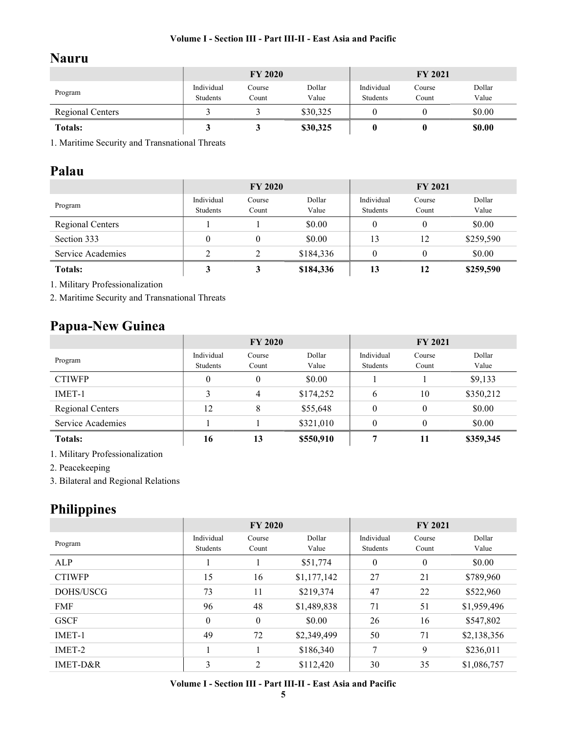## Nauru

| Program | FY 2020 | | | FY 2021 | | |
|---|---|---|---|---|---|---|
| | Individual Students | Course Count | Dollar Value | Individual Students | Course Count | Dollar Value |
| Regional Centers | 3 | 3 | $30,325 | 0 | 0 | $0.00 |
| **Totals:** | **3** | **3** | **$30,325** | **0** | **0** | **$0.00** |

1. Maritime Security and Transnational Threats

## Palau

| Program | FY 2020 | | | FY 2021 | | |
|---|---|---|---|---|---|---|
| | Individual Students | Course Count | Dollar Value | Individual Students | Course Count | Dollar Value |
| Regional Centers | 1 | 1 | $0.00 | 0 | 0 | $0.00 |
| Section 333 | 0 | 0 | $0.00 | 13 | 12 | $259,590 |
| Service Academies | 2 | 2 | $184,336 | 0 | 0 | $0.00 |
| **Totals:** | **3** | **3** | **$184,336** | **13** | **12** | **$259,590** |

1. Military Professionalization
2. Maritime Security and Transnational Threats

## Papua-New Guinea

| Program | FY 2020 | | | FY 2021 | | |
|---|---|---|---|---|---|---|
| | Individual Students | Course Count | Dollar Value | Individual Students | Course Count | Dollar Value |
| CTIWFP | 0 | 0 | $0.00 | 1 | 1 | $9,133 |
| IMET-1 | 3 | 4 | $174,252 | 6 | 10 | $350,212 |
| Regional Centers | 12 | 8 | $55,648 | 0 | 0 | $0.00 |
| Service Academies | 1 | 1 | $321,010 | 0 | 0 | $0.00 |
| **Totals:** | **16** | **13** | **$550,910** | **7** | **11** | **$359,345** |

1. Military Professionalization
2. Peacekeeping
3. Bilateral and Regional Relations

## Philippines

| Program | FY 2020 | | | FY 2021 | | |
|---|---|---|---|---|---|---|
| | Individual Students | Course Count | Dollar Value | Individual Students | Course Count | Dollar Value |
| ALP | 1 | 1 | $51,774 | 0 | 0 | $0.00 |
| CTIWFP | 15 | 16 | $1,177,142 | 27 | 21 | $789,960 |
| DOHS/USCG | 73 | 11 | $219,374 | 47 | 22 | $522,960 |
| FMF | 96 | 48 | $1,489,838 | 71 | 51 | $1,959,496 |
| GSCF | 0 | 0 | $0.00 | 26 | 16 | $547,802 |
| IMET-1 | 49 | 72 | $2,349,499 | 50 | 71 | $2,138,356 |
| IMET-2 | 1 | 1 | $186,340 | 7 | 9 | $236,011 |
| IMET-D&R | 3 | 2 | $112,420 | 30 | 35 | $1,086,757 |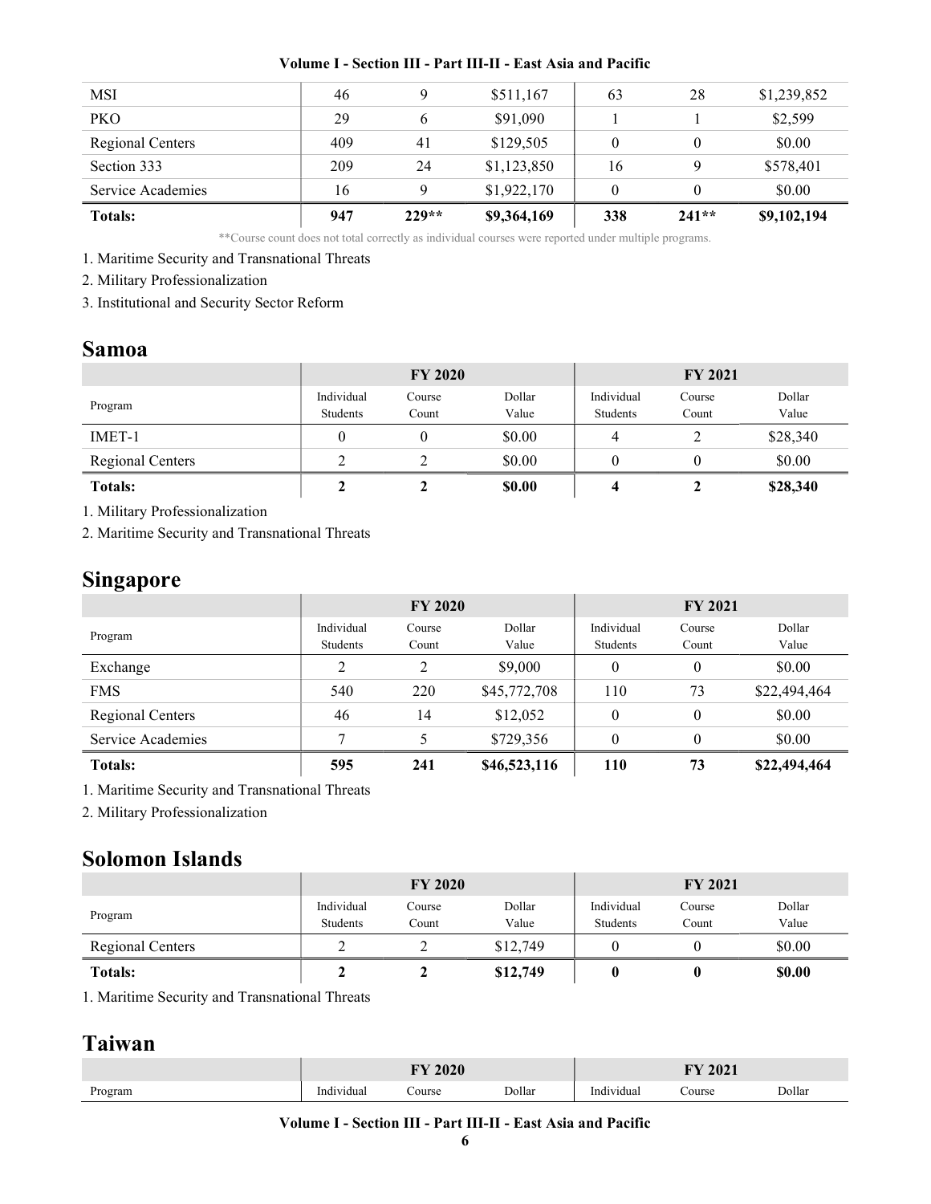| MSI | 46 | 9 | $511,167 | 63 | 28 | $1,239,852 |
|---|---|---|---|---|---|---|
| PKO | 29 | 6 | $91,090 | 1 | 1 | $2,599 |
| Regional Centers | 409 | 41 | $129,505 | 0 | 0 | $0.00 |
| Section 333 | 209 | 24 | $1,123,850 | 16 | 9 | $578,401 |
| Service Academies | 16 | 9 | $1,922,170 | 0 | 0 | $0.00 |
| **Totals:** | **947** | **229\*\*** | **$9,364,169** | **338** | **241\*\*** | **$9,102,194** |

**Course count does not total correctly as individual courses were reported under multiple programs.

1. Maritime Security and Transnational Threats
2. Military Professionalization
3. Institutional and Security Sector Reform

## Samoa

| | FY 2020 | | | FY 2021 | | |
|---|---|---|---|---|---|---|
| Program | Individual Students | Course Count | Dollar Value | Individual Students | Course Count | Dollar Value |
| IMET-1 | 0 | 0 | $0.00 | 4 | 2 | $28,340 |
| Regional Centers | 2 | 2 | $0.00 | 0 | 0 | $0.00 |
| **Totals:** | **2** | **2** | **$0.00** | **4** | **2** | **$28,340** |

1. Military Professionalization
2. Maritime Security and Transnational Threats

## Singapore

| | FY 2020 | | | FY 2021 | | |
|---|---|---|---|---|---|---|
| Program | Individual Students | Course Count | Dollar Value | Individual Students | Course Count | Dollar Value |
| Exchange | 2 | 2 | $9,000 | 0 | 0 | $0.00 |
| FMS | 540 | 220 | $45,772,708 | 110 | 73 | $22,494,464 |
| Regional Centers | 46 | 14 | $12,052 | 0 | 0 | $0.00 |
| Service Academies | 7 | 5 | $729,356 | 0 | 0 | $0.00 |
| **Totals:** | **595** | **241** | **$46,523,116** | **110** | **73** | **$22,494,464** |

1. Maritime Security and Transnational Threats
2. Military Professionalization

## Solomon Islands

| | FY 2020 | | | FY 2021 | | |
|---|---|---|---|---|---|---|
| Program | Individual Students | Course Count | Dollar Value | Individual Students | Course Count | Dollar Value |
| Regional Centers | 2 | 2 | $12,749 | 0 | 0 | $0.00 |
| **Totals:** | **2** | **2** | **$12,749** | **0** | **0** | **$0.00** |

1. Maritime Security and Transnational Threats

## Taiwan

| | FY 2020 | | | FY 2021 | | |
|---|---|---|---|---|---|---|
| Program | Individual | Course | Dollar | Individual | Course | Dollar |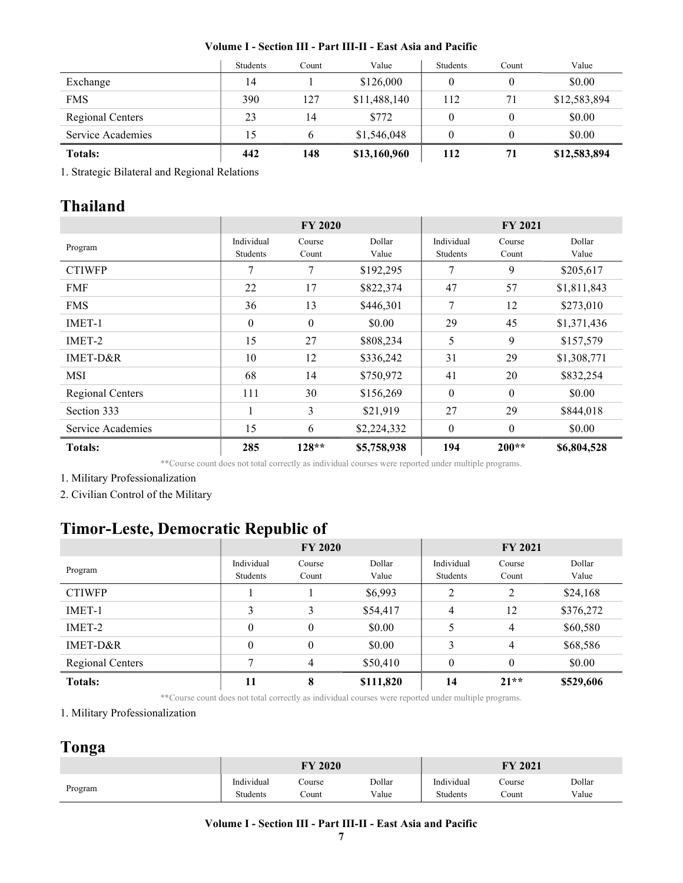| | Students | Count | Value | Students | Count | Value |
|---|---|---|---|---|---|---|
| Exchange | 14 | 1 | $126,000 | 0 | 0 | $0.00 |
| FMS | 390 | 127 | $11,488,140 | 112 | 71 | $12,583,894 |
| Regional Centers | 23 | 14 | $772 | 0 | 0 | $0.00 |
| Service Academies | 15 | 6 | $1,546,048 | 0 | 0 | $0.00 |
| **Totals:** | **442** | **148** | **$13,160,960** | **112** | **71** | **$12,583,894** |

1. Strategic Bilateral and Regional Relations

## Thailand

| | FY 2020 | | | FY 2021 | | |
|---|---|---|---|---|---|---|
| Program | Individual Students | Course Count | Dollar Value | Individual Students | Course Count | Dollar Value |
| CTIWFP | 7 | 7 | $192,295 | 7 | 9 | $205,617 |
| FMF | 22 | 17 | $822,374 | 47 | 57 | $1,811,843 |
| FMS | 36 | 13 | $446,301 | 7 | 12 | $273,010 |
| IMET-1 | 0 | 0 | $0.00 | 29 | 45 | $1,371,436 |
| IMET-2 | 15 | 27 | $808,234 | 5 | 9 | $157,579 |
| IMET-D&R | 10 | 12 | $336,242 | 31 | 29 | $1,308,771 |
| MSI | 68 | 14 | $750,972 | 41 | 20 | $832,254 |
| Regional Centers | 111 | 30 | $156,269 | 0 | 0 | $0.00 |
| Section 333 | 1 | 3 | $21,919 | 27 | 29 | $844,018 |
| Service Academies | 15 | 6 | $2,224,332 | 0 | 0 | $0.00 |
| **Totals:** | **285** | **128**** | **$5,758,938** | **194** | **200**** | **$6,804,528** |

**Course count does not total correctly as individual courses were reported under multiple programs.

1. Military Professionalization
2. Civilian Control of the Military

## Timor-Leste, Democratic Republic of

| | FY 2020 | | | FY 2021 | | |
|---|---|---|---|---|---|---|
| Program | Individual Students | Course Count | Dollar Value | Individual Students | Course Count | Dollar Value |
| CTIWFP | 1 | 1 | $6,993 | 2 | 2 | $24,168 |
| IMET-1 | 3 | 3 | $54,417 | 4 | 12 | $376,272 |
| IMET-2 | 0 | 0 | $0.00 | 5 | 4 | $60,580 |
| IMET-D&R | 0 | 0 | $0.00 | 3 | 4 | $68,586 |
| Regional Centers | 7 | 4 | $50,410 | 0 | 0 | $0.00 |
| **Totals:** | **11** | **8** | **$111,820** | **14** | **21**** | **$529,606** |

**Course count does not total correctly as individual courses were reported under multiple programs.

1. Military Professionalization

## Tonga

| | FY 2020 | | | FY 2021 | | |
|---|---|---|---|---|---|---|
| Program | Individual Students | Course Count | Dollar Value | Individual Students | Course Count | Dollar Value |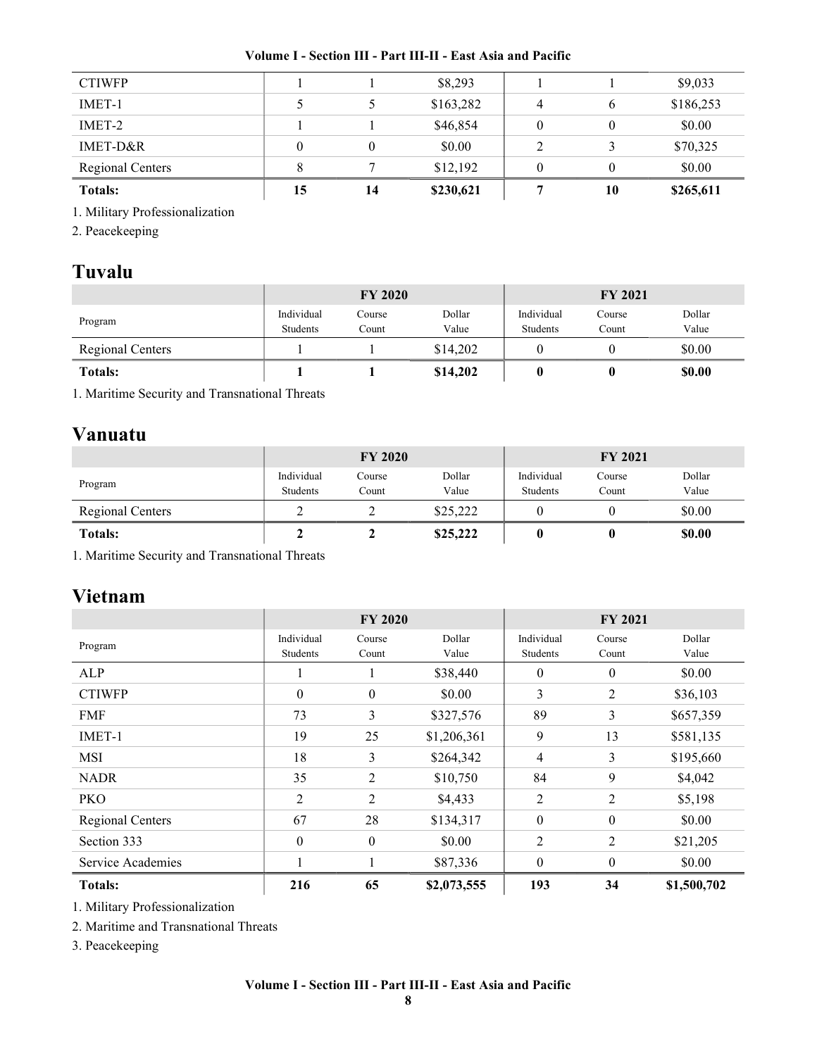| | | | | | | |
|---|---|---|---|---|---|---|
| CTIWFP | 1 | 1 | $8,293 | 1 | 1 | $9,033 |
| IMET-1 | 5 | 5 | $163,282 | 4 | 6 | $186,253 |
| IMET-2 | 1 | 1 | $46,854 | 0 | 0 | $0.00 |
| IMET-D&R | 0 | 0 | $0.00 | 2 | 3 | $70,325 |
| Regional Centers | 8 | 7 | $12,192 | 0 | 0 | $0.00 |
| **Totals:** | **15** | **14** | **$230,621** | **7** | **10** | **$265,611** |

1. Military Professionalization
2. Peacekeeping

## Tuvalu

| | FY 2020 | | | FY 2021 | | |
|---|---|---|---|---|---|---|
| Program | Individual Students | Course Count | Dollar Value | Individual Students | Course Count | Dollar Value |
| Regional Centers | 1 | 1 | $14,202 | 0 | 0 | $0.00 |
| **Totals:** | **1** | **1** | **$14,202** | **0** | **0** | **$0.00** |

1. Maritime Security and Transnational Threats

## Vanuatu

| | FY 2020 | | | FY 2021 | | |
|---|---|---|---|---|---|---|
| Program | Individual Students | Course Count | Dollar Value | Individual Students | Course Count | Dollar Value |
| Regional Centers | 2 | 2 | $25,222 | 0 | 0 | $0.00 |
| **Totals:** | **2** | **2** | **$25,222** | **0** | **0** | **$0.00** |

1. Maritime Security and Transnational Threats

## Vietnam

| | FY 2020 | | | FY 2021 | | |
|---|---|---|---|---|---|---|
| Program | Individual Students | Course Count | Dollar Value | Individual Students | Course Count | Dollar Value |
| ALP | 1 | 1 | $38,440 | 0 | 0 | $0.00 |
| CTIWFP | 0 | 0 | $0.00 | 3 | 2 | $36,103 |
| FMF | 73 | 3 | $327,576 | 89 | 3 | $657,359 |
| IMET-1 | 19 | 25 | $1,206,361 | 9 | 13 | $581,135 |
| MSI | 18 | 3 | $264,342 | 4 | 3 | $195,660 |
| NADR | 35 | 2 | $10,750 | 84 | 9 | $4,042 |
| PKO | 2 | 2 | $4,433 | 2 | 2 | $5,198 |
| Regional Centers | 67 | 28 | $134,317 | 0 | 0 | $0.00 |
| Section 333 | 0 | 0 | $0.00 | 2 | 2 | $21,205 |
| Service Academies | 1 | 1 | $87,336 | 0 | 0 | $0.00 |
| **Totals:** | **216** | **65** | **$2,073,555** | **193** | **34** | **$1,500,702** |

1. Military Professionalization
2. Maritime and Transnational Threats
3. Peacekeeping